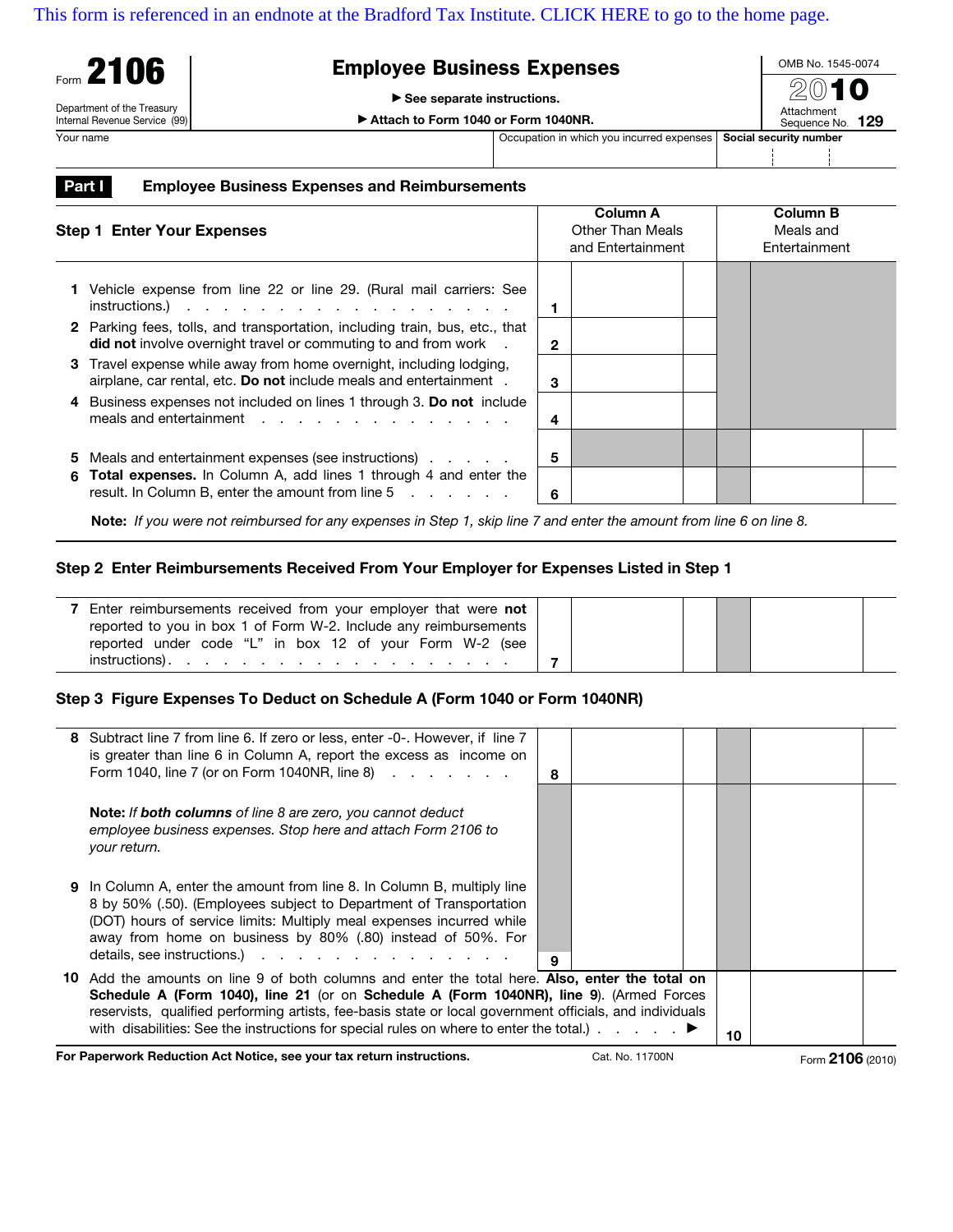This form is referenced in an endnote at the Bradford Tax Institute. CLICK HERE to go to the home page.

Form **2106**

Department of the Treasury
Internal Revenue Service (99)

# Employee Business Expenses

▶ See separate instructions.

▶ Attach to Form 1040 or Form 1040NR.

OMB No. 1545-0074

2010

Attachment Sequence No. 129

| Your name | Occupation in which you incurred expenses | Social security number |
|---|---|---|
| | | |

## Part I Employee Business Expenses and Reimbursements

### Step 1 Enter Your Expenses

| | | Column A Other Than Meals and Entertainment | Column B Meals and Entertainment |
|---|---|---|---|
| **1** Vehicle expense from line 22 or line 29. (Rural mail carriers: See instructions.) | 1 | | |
| **2** Parking fees, tolls, and transportation, including train, bus, etc., that **did not** involve overnight travel or commuting to and from work | 2 | | |
| **3** Travel expense while away from home overnight, including lodging, airplane, car rental, etc. **Do not** include meals and entertainment | 3 | | |
| **4** Business expenses not included on lines 1 through 3. **Do not** include meals and entertainment | 4 | | |
| **5** Meals and entertainment expenses (see instructions) | 5 | | |
| **6** **Total expenses.** In Column A, add lines 1 through 4 and enter the result. In Column B, enter the amount from line 5 | 6 | | |

**Note:** *If you were not reimbursed for any expenses in Step 1, skip line 7 and enter the amount from line 6 on line 8.*

### Step 2 Enter Reimbursements Received From Your Employer for Expenses Listed in Step 1

| | | Column A | Column B |
|---|---|---|---|
| **7** Enter reimbursements received from your employer that were **not** reported to you in box 1 of Form W-2. Include any reimbursements reported under code "L" in box 12 of your Form W-2 (see instructions) | 7 | | |

### Step 3 Figure Expenses To Deduct on Schedule A (Form 1040 or Form 1040NR)

| | | Column A | Column B |
|---|---|---|---|
| **8** Subtract line 7 from line 6. If zero or less, enter -0-. However, if line 7 is greater than line 6 in Column A, report the excess as income on Form 1040, line 7 (or on Form 1040NR, line 8) | 8 | | |
| **Note:** *If* ***both columns*** *of line 8 are zero, you cannot deduct employee business expenses. Stop here and attach Form 2106 to your return.* | | | |
| **9** In Column A, enter the amount from line 8. In Column B, multiply line 8 by 50% (.50). (Employees subject to Department of Transportation (DOT) hours of service limits: Multiply meal expenses incurred while away from home on business by 80% (.80) instead of 50%. For details, see instructions.) | 9 | | |

**10** Add the amounts on line 9 of both columns and enter the total here. **Also, enter the total on Schedule A (Form 1040), line 21** (or on **Schedule A (Form 1040NR), line 9**). (Armed Forces reservists, qualified performing artists, fee-basis state or local government officials, and individuals with disabilities: See the instructions for special rules on where to enter the total.) ▶ **10**

**For Paperwork Reduction Act Notice, see your tax return instructions.** Cat. No. 11700N Form **2106** (2010)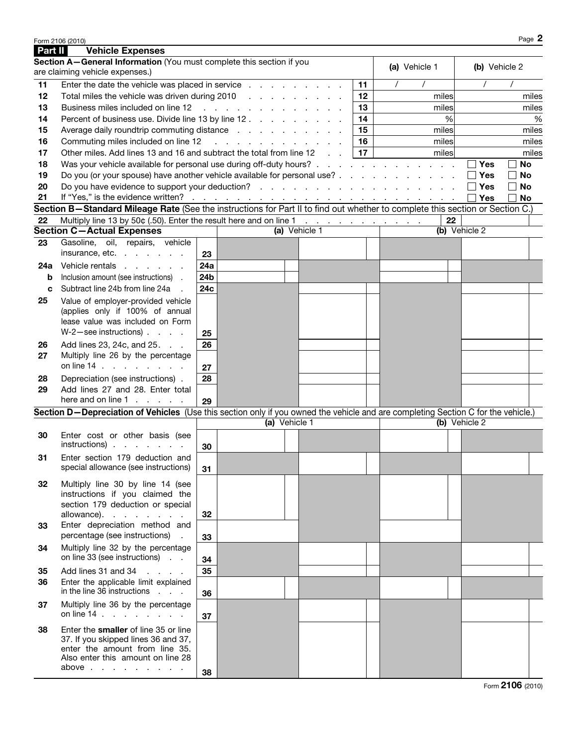## Part II Vehicle Expenses

### Section A—General Information (You must complete this section if you are claiming vehicle expenses.)

| | | | (a) Vehicle 1 | (b) Vehicle 2 |
|---|---|---|---|---|
| 11 | Enter the date the vehicle was placed in service | 11 | / / | / / |
| 12 | Total miles the vehicle was driven during 2010 | 12 | miles | miles |
| 13 | Business miles included on line 12 | 13 | miles | miles |
| 14 | Percent of business use. Divide line 13 by line 12 | 14 | % | % |
| 15 | Average daily roundtrip commuting distance | 15 | miles | miles |
| 16 | Commuting miles included on line 12 | 16 | miles | miles |
| 17 | Other miles. Add lines 13 and 16 and subtract the total from line 12 | 17 | miles | miles |

| | | | |
|---|---|---|---|
| 18 | Was your vehicle available for personal use during off-duty hours? | ☐ Yes | ☐ No |
| 19 | Do you (or your spouse) have another vehicle available for personal use? | ☐ Yes | ☐ No |
| 20 | Do you have evidence to support your deduction? | ☐ Yes | ☐ No |
| 21 | If "Yes," is the evidence written? | ☐ Yes | ☐ No |

### Section B—Standard Mileage Rate (See the instructions for Part II to find out whether to complete this section or Section C.)

| | | | |
|---|---|---|---|
| 22 | Multiply line 13 by 50¢ (.50). Enter the result here and on line 1 | 22 | |

### Section C—Actual Expenses

| | | | (a) Vehicle 1 | | (b) Vehicle 2 | |
|---|---|---|---|---|---|---|
| 23 | Gasoline, oil, repairs, vehicle insurance, etc. | 23 | | | | |
| 24a | Vehicle rentals | 24a | | | | |
| b | Inclusion amount (see instructions) | 24b | | | | |
| c | Subtract line 24b from line 24a | 24c | | | | |
| 25 | Value of employer-provided vehicle (applies only if 100% of annual lease value was included on Form W-2—see instructions) | 25 | | | | |
| 26 | Add lines 23, 24c, and 25 | 26 | | | | |
| 27 | Multiply line 26 by the percentage on line 14 | 27 | | | | |
| 28 | Depreciation (see instructions) | 28 | | | | |
| 29 | Add lines 27 and 28. Enter total here and on line 1 | 29 | | | | |

### Section D—Depreciation of Vehicles (Use this section only if you owned the vehicle and are completing Section C for the vehicle.)

| | | | (a) Vehicle 1 | | (b) Vehicle 2 | |
|---|---|---|---|---|---|---|
| 30 | Enter cost or other basis (see instructions) | 30 | | | | |
| 31 | Enter section 179 deduction and special allowance (see instructions) | 31 | | | | |
| 32 | Multiply line 30 by line 14 (see instructions if you claimed the section 179 deduction or special allowance) | 32 | | | | |
| 33 | Enter depreciation method and percentage (see instructions) | 33 | | | | |
| 34 | Multiply line 32 by the percentage on line 33 (see instructions) | 34 | | | | |
| 35 | Add lines 31 and 34 | 35 | | | | |
| 36 | Enter the applicable limit explained in the line 36 instructions | 36 | | | | |
| 37 | Multiply line 36 by the percentage on line 14 | 37 | | | | |
| 38 | Enter the **smaller** of line 35 or line 37. If you skipped lines 36 and 37, enter the amount from line 35. Also enter this amount on line 28 above | 38 | | | | |

Form **2106** (2010)